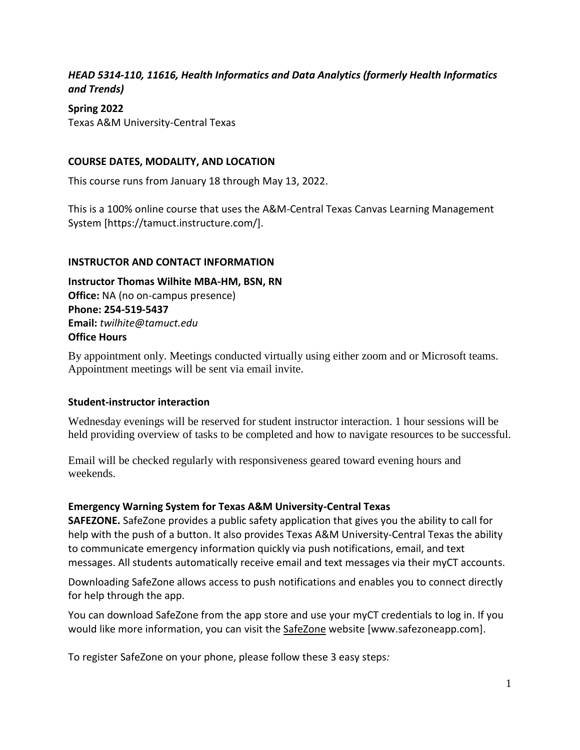# *HEAD 5314-110, 11616, Health Informatics and Data Analytics (formerly Health Informatics and Trends)*

**Spring 2022**

Texas A&M University-Central Texas

## COURSE DATES, MODALITY, AND LOCATION

This course runs from January 18 through May 13, 2022.

This is a 100% online course that uses the A&M-Central Texas Canvas Learning Management System [https://tamuct.instructure.com/].

## INSTRUCTOR AND CONTACT INFORMATION

**Instructor Thomas Wilhite MBA-HM, BSN, RN**
**Office:** NA (no on-campus presence)
**Phone: 254-519-5437**
**Email:** *twilhite@tamuct.edu*
**Office Hours**

By appointment only. Meetings conducted virtually using either zoom and or Microsoft teams. Appointment meetings will be sent via email invite.

### Student-instructor interaction

Wednesday evenings will be reserved for student instructor interaction. 1 hour sessions will be held providing overview of tasks to be completed and how to navigate resources to be successful.

Email will be checked regularly with responsiveness geared toward evening hours and weekends.

### Emergency Warning System for Texas A&M University-Central Texas

**SAFEZONE.** SafeZone provides a public safety application that gives you the ability to call for help with the push of a button. It also provides Texas A&M University-Central Texas the ability to communicate emergency information quickly via push notifications, email, and text messages. All students automatically receive email and text messages via their myCT accounts.

Downloading SafeZone allows access to push notifications and enables you to connect directly for help through the app.

You can download SafeZone from the app store and use your myCT credentials to log in. If you would like more information, you can visit the SafeZone website [www.safezoneapp.com].

To register SafeZone on your phone, please follow these 3 easy steps*:*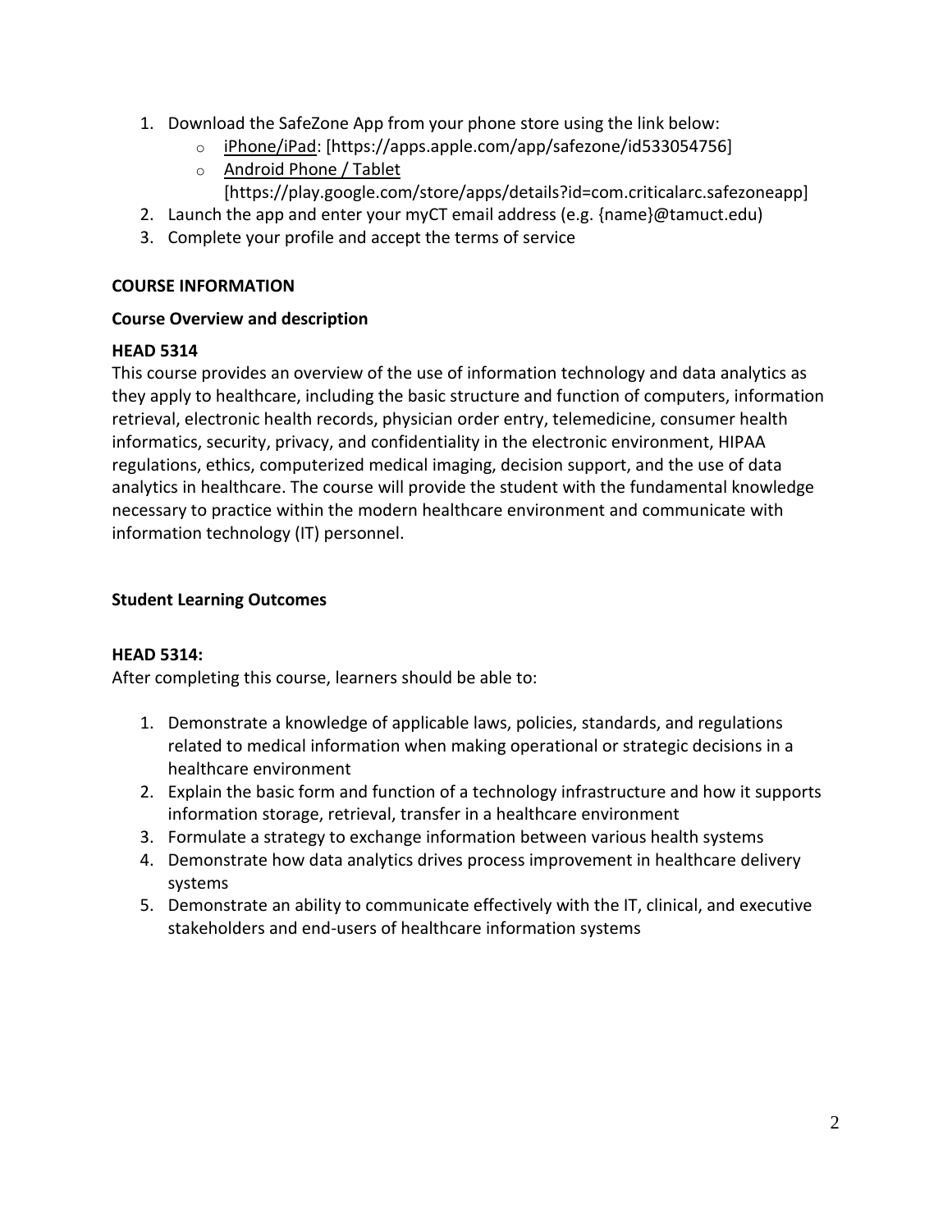1. Download the SafeZone App from your phone store using the link below:
   - iPhone/iPad: [https://apps.apple.com/app/safezone/id533054756]
   - Android Phone / Tablet [https://play.google.com/store/apps/details?id=com.criticalarc.safezoneapp]
2. Launch the app and enter your myCT email address (e.g. {name}@tamuct.edu)
3. Complete your profile and accept the terms of service

## COURSE INFORMATION

### Course Overview and description

**HEAD 5314**

This course provides an overview of the use of information technology and data analytics as they apply to healthcare, including the basic structure and function of computers, information retrieval, electronic health records, physician order entry, telemedicine, consumer health informatics, security, privacy, and confidentiality in the electronic environment, HIPAA regulations, ethics, computerized medical imaging, decision support, and the use of data analytics in healthcare. The course will provide the student with the fundamental knowledge necessary to practice within the modern healthcare environment and communicate with information technology (IT) personnel.

### Student Learning Outcomes

**HEAD 5314:**

After completing this course, learners should be able to:

1. Demonstrate a knowledge of applicable laws, policies, standards, and regulations related to medical information when making operational or strategic decisions in a healthcare environment
2. Explain the basic form and function of a technology infrastructure and how it supports information storage, retrieval, transfer in a healthcare environment
3. Formulate a strategy to exchange information between various health systems
4. Demonstrate how data analytics drives process improvement in healthcare delivery systems
5. Demonstrate an ability to communicate effectively with the IT, clinical, and executive stakeholders and end-users of healthcare information systems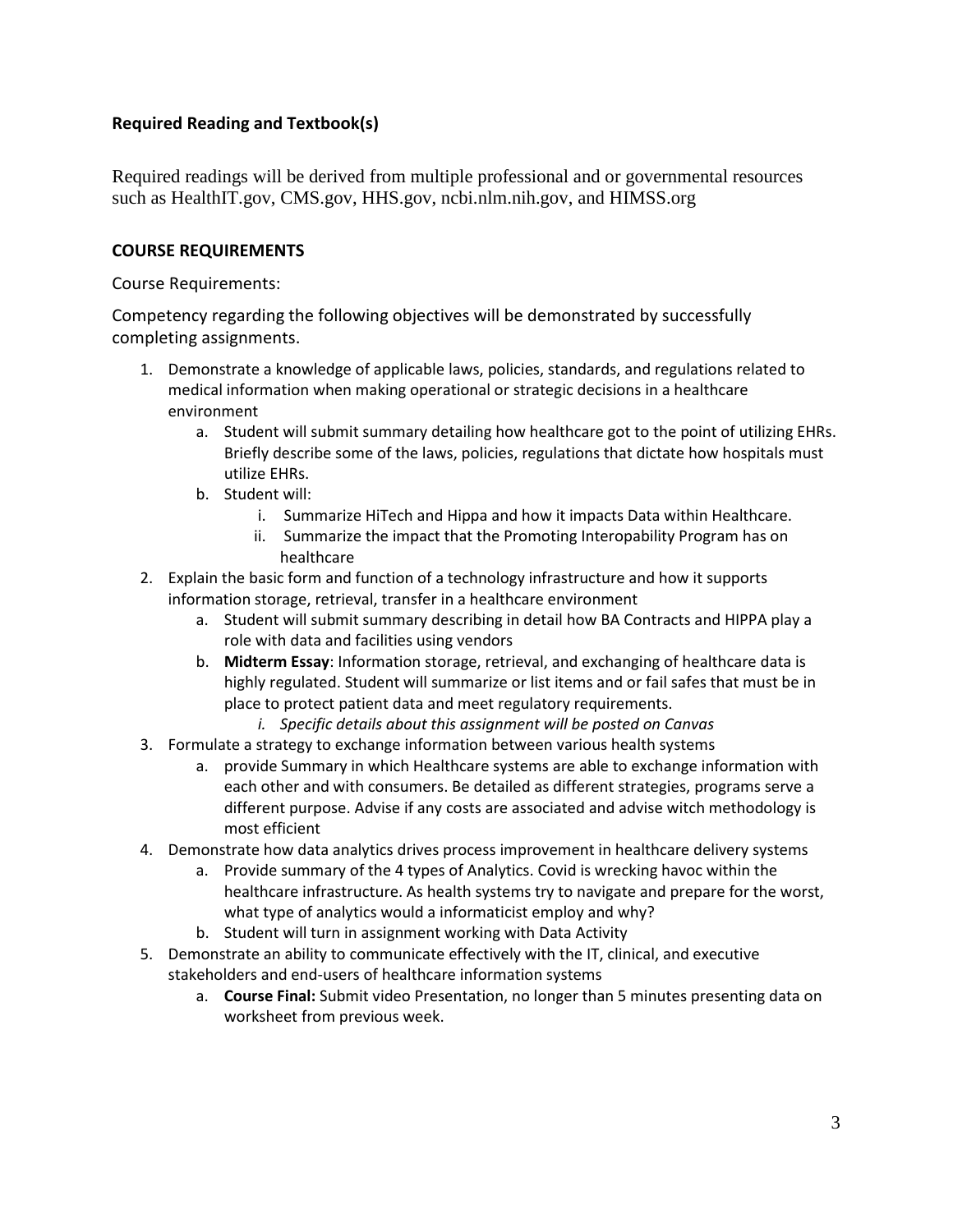### Required Reading and Textbook(s)

Required readings will be derived from multiple professional and or governmental resources such as HealthIT.gov, CMS.gov, HHS.gov, ncbi.nlm.nih.gov, and HIMSS.org

### COURSE REQUIREMENTS

Course Requirements:

Competency regarding the following objectives will be demonstrated by successfully completing assignments.

1. Demonstrate a knowledge of applicable laws, policies, standards, and regulations related to medical information when making operational or strategic decisions in a healthcare environment
   a. Student will submit summary detailing how healthcare got to the point of utilizing EHRs. Briefly describe some of the laws, policies, regulations that dictate how hospitals must utilize EHRs.
   b. Student will:
      i. Summarize HiTech and Hippa and how it impacts Data within Healthcare.
      ii. Summarize the impact that the Promoting Interopability Program has on healthcare
2. Explain the basic form and function of a technology infrastructure and how it supports information storage, retrieval, transfer in a healthcare environment
   a. Student will submit summary describing in detail how BA Contracts and HIPPA play a role with data and facilities using vendors
   b. **Midterm Essay**: Information storage, retrieval, and exchanging of healthcare data is highly regulated. Student will summarize or list items and or fail safes that must be in place to protect patient data and meet regulatory requirements.
      i. *Specific details about this assignment will be posted on Canvas*
3. Formulate a strategy to exchange information between various health systems
   a. provide Summary in which Healthcare systems are able to exchange information with each other and with consumers. Be detailed as different strategies, programs serve a different purpose. Advise if any costs are associated and advise witch methodology is most efficient
4. Demonstrate how data analytics drives process improvement in healthcare delivery systems
   a. Provide summary of the 4 types of Analytics. Covid is wrecking havoc within the healthcare infrastructure. As health systems try to navigate and prepare for the worst, what type of analytics would a informaticist employ and why?
   b. Student will turn in assignment working with Data Activity
5. Demonstrate an ability to communicate effectively with the IT, clinical, and executive stakeholders and end-users of healthcare information systems
   a. **Course Final:** Submit video Presentation, no longer than 5 minutes presenting data on worksheet from previous week.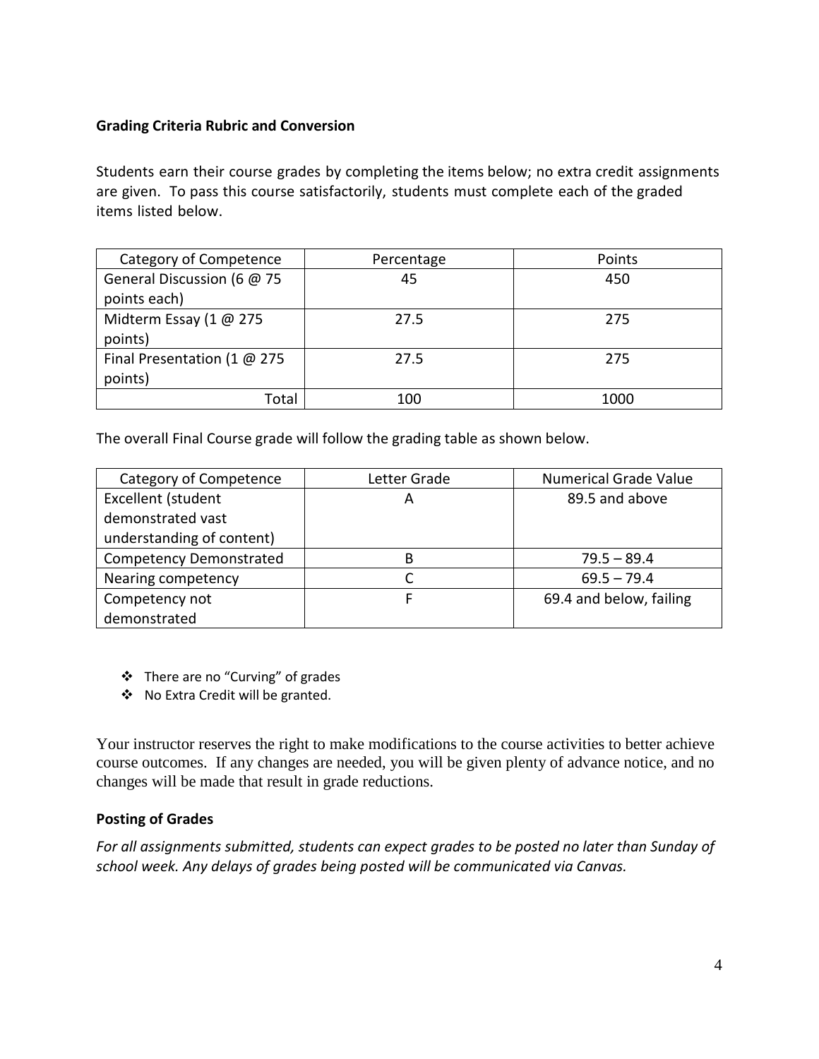**Grading Criteria Rubric and Conversion**

Students earn their course grades by completing the items below; no extra credit assignments are given. To pass this course satisfactorily, students must complete each of the graded items listed below.

| Category of Competence | Percentage | Points |
|---|---|---|
| General Discussion (6 @ 75 points each) | 45 | 450 |
| Midterm Essay (1 @ 275 points) | 27.5 | 275 |
| Final Presentation (1 @ 275 points) | 27.5 | 275 |
| Total | 100 | 1000 |

The overall Final Course grade will follow the grading table as shown below.

| Category of Competence | Letter Grade | Numerical Grade Value |
|---|---|---|
| Excellent (student demonstrated vast understanding of content) | A | 89.5 and above |
| Competency Demonstrated | B | 79.5 – 89.4 |
| Nearing competency | C | 69.5 – 79.4 |
| Competency not demonstrated | F | 69.4 and below, failing |

- There are no "Curving" of grades
- No Extra Credit will be granted.

Your instructor reserves the right to make modifications to the course activities to better achieve course outcomes. If any changes are needed, you will be given plenty of advance notice, and no changes will be made that result in grade reductions.

**Posting of Grades**

*For all assignments submitted, students can expect grades to be posted no later than Sunday of school week. Any delays of grades being posted will be communicated via Canvas.*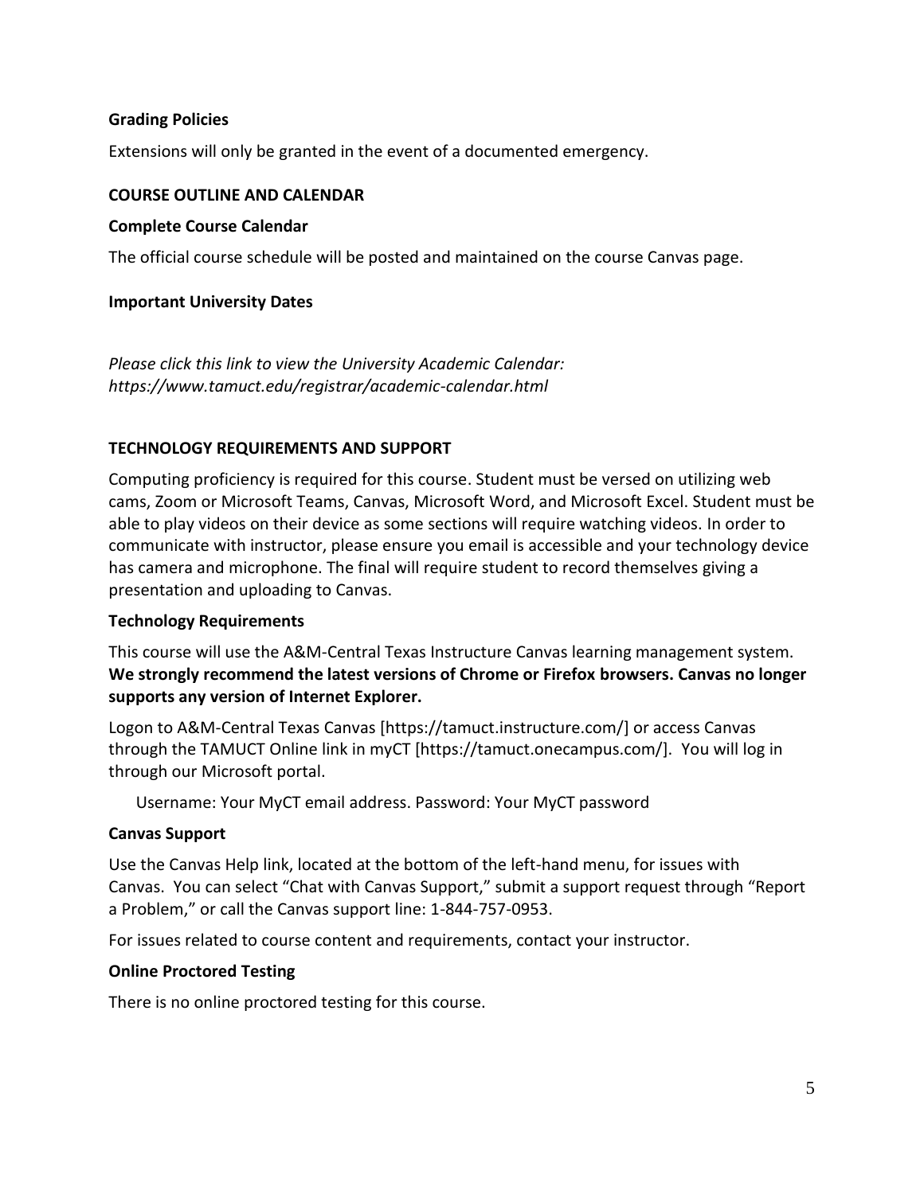### Grading Policies

Extensions will only be granted in the event of a documented emergency.

## COURSE OUTLINE AND CALENDAR

### Complete Course Calendar

The official course schedule will be posted and maintained on the course Canvas page.

### Important University Dates

*Please click this link to view the University Academic Calendar: https://www.tamuct.edu/registrar/academic-calendar.html*

## TECHNOLOGY REQUIREMENTS AND SUPPORT

Computing proficiency is required for this course. Student must be versed on utilizing web cams, Zoom or Microsoft Teams, Canvas, Microsoft Word, and Microsoft Excel. Student must be able to play videos on their device as some sections will require watching videos. In order to communicate with instructor, please ensure you email is accessible and your technology device has camera and microphone. The final will require student to record themselves giving a presentation and uploading to Canvas.

### Technology Requirements

This course will use the A&M-Central Texas Instructure Canvas learning management system. **We strongly recommend the latest versions of Chrome or Firefox browsers. Canvas no longer supports any version of Internet Explorer.**

Logon to A&M-Central Texas Canvas [https://tamuct.instructure.com/] or access Canvas through the TAMUCT Online link in myCT [https://tamuct.onecampus.com/]. You will log in through our Microsoft portal.

Username: Your MyCT email address. Password: Your MyCT password

### Canvas Support

Use the Canvas Help link, located at the bottom of the left-hand menu, for issues with Canvas. You can select "Chat with Canvas Support," submit a support request through "Report a Problem," or call the Canvas support line: 1-844-757-0953.

For issues related to course content and requirements, contact your instructor.

### Online Proctored Testing

There is no online proctored testing for this course.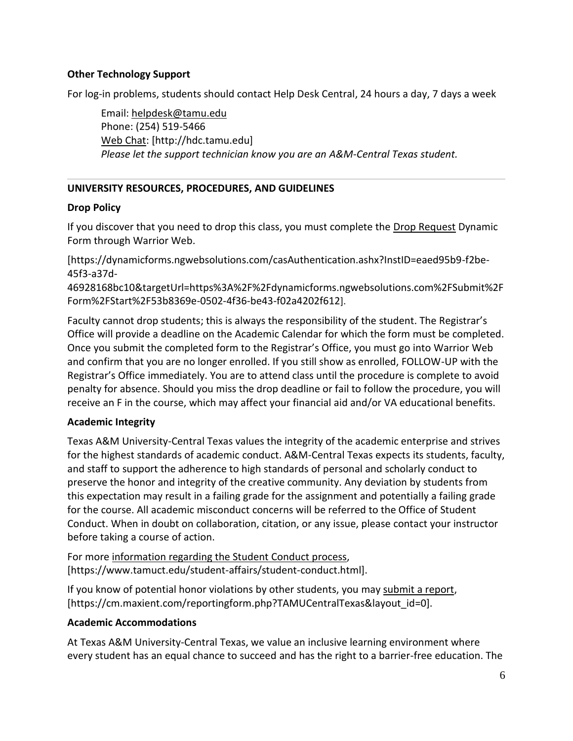**Other Technology Support**

For log-in problems, students should contact Help Desk Central, 24 hours a day, 7 days a week

> Email: helpdesk@tamu.edu
> Phone: (254) 519-5466
> Web Chat: [http://hdc.tamu.edu]
> *Please let the support technician know you are an A&M-Central Texas student.*

---

**UNIVERSITY RESOURCES, PROCEDURES, AND GUIDELINES**

**Drop Policy**

If you discover that you need to drop this class, you must complete the Drop Request Dynamic Form through Warrior Web.

[https://dynamicforms.ngwebsolutions.com/casAuthentication.ashx?InstID=eaed95b9-f2be-45f3-a37d-46928168bc10&targetUrl=https%3A%2F%2Fdynamicforms.ngwebsolutions.com%2FSubmit%2FForm%2FStart%2F53b8369e-0502-4f36-be43-f02a4202f612].

Faculty cannot drop students; this is always the responsibility of the student. The Registrar's Office will provide a deadline on the Academic Calendar for which the form must be completed. Once you submit the completed form to the Registrar's Office, you must go into Warrior Web and confirm that you are no longer enrolled. If you still show as enrolled, FOLLOW-UP with the Registrar's Office immediately. You are to attend class until the procedure is complete to avoid penalty for absence. Should you miss the drop deadline or fail to follow the procedure, you will receive an F in the course, which may affect your financial aid and/or VA educational benefits.

**Academic Integrity**

Texas A&M University-Central Texas values the integrity of the academic enterprise and strives for the highest standards of academic conduct. A&M-Central Texas expects its students, faculty, and staff to support the adherence to high standards of personal and scholarly conduct to preserve the honor and integrity of the creative community. Any deviation by students from this expectation may result in a failing grade for the assignment and potentially a failing grade for the course. All academic misconduct concerns will be referred to the Office of Student Conduct. When in doubt on collaboration, citation, or any issue, please contact your instructor before taking a course of action.

For more information regarding the Student Conduct process, [https://www.tamuct.edu/student-affairs/student-conduct.html].

If you know of potential honor violations by other students, you may submit a report, [https://cm.maxient.com/reportingform.php?TAMUCentralTexas&layout_id=0].

**Academic Accommodations**

At Texas A&M University-Central Texas, we value an inclusive learning environment where every student has an equal chance to succeed and has the right to a barrier-free education. The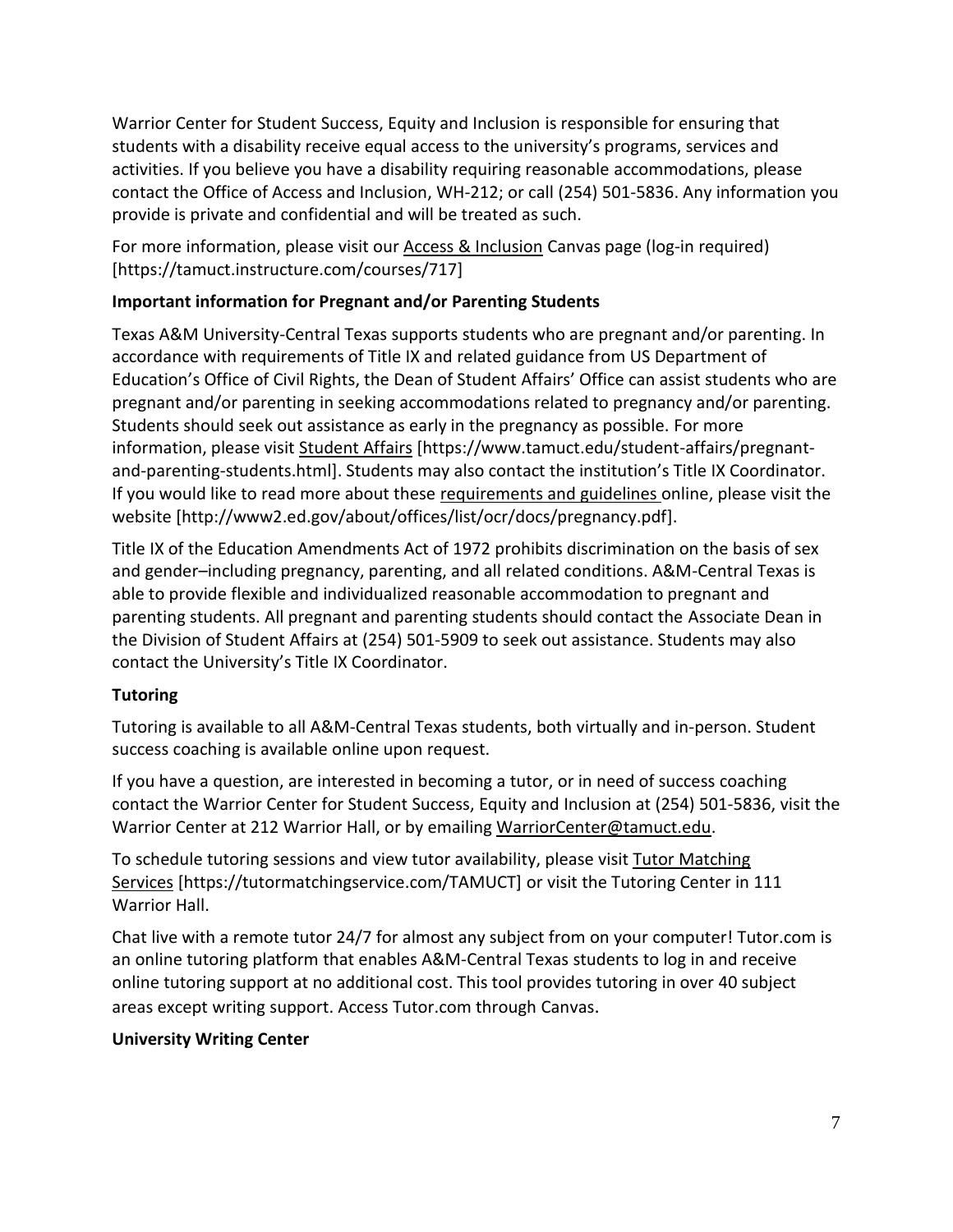Warrior Center for Student Success, Equity and Inclusion is responsible for ensuring that students with a disability receive equal access to the university's programs, services and activities. If you believe you have a disability requiring reasonable accommodations, please contact the Office of Access and Inclusion, WH-212; or call (254) 501-5836. Any information you provide is private and confidential and will be treated as such.

For more information, please visit our Access & Inclusion Canvas page (log-in required) [https://tamuct.instructure.com/courses/717]

**Important information for Pregnant and/or Parenting Students**

Texas A&M University-Central Texas supports students who are pregnant and/or parenting. In accordance with requirements of Title IX and related guidance from US Department of Education's Office of Civil Rights, the Dean of Student Affairs' Office can assist students who are pregnant and/or parenting in seeking accommodations related to pregnancy and/or parenting. Students should seek out assistance as early in the pregnancy as possible. For more information, please visit Student Affairs [https://www.tamuct.edu/student-affairs/pregnant-and-parenting-students.html]. Students may also contact the institution's Title IX Coordinator. If you would like to read more about these requirements and guidelines online, please visit the website [http://www2.ed.gov/about/offices/list/ocr/docs/pregnancy.pdf].

Title IX of the Education Amendments Act of 1972 prohibits discrimination on the basis of sex and gender–including pregnancy, parenting, and all related conditions. A&M-Central Texas is able to provide flexible and individualized reasonable accommodation to pregnant and parenting students. All pregnant and parenting students should contact the Associate Dean in the Division of Student Affairs at (254) 501-5909 to seek out assistance. Students may also contact the University's Title IX Coordinator.

**Tutoring**

Tutoring is available to all A&M-Central Texas students, both virtually and in-person. Student success coaching is available online upon request.

If you have a question, are interested in becoming a tutor, or in need of success coaching contact the Warrior Center for Student Success, Equity and Inclusion at (254) 501-5836, visit the Warrior Center at 212 Warrior Hall, or by emailing WarriorCenter@tamuct.edu.

To schedule tutoring sessions and view tutor availability, please visit Tutor Matching Services [https://tutormatchingservice.com/TAMUCT] or visit the Tutoring Center in 111 Warrior Hall.

Chat live with a remote tutor 24/7 for almost any subject from on your computer! Tutor.com is an online tutoring platform that enables A&M-Central Texas students to log in and receive online tutoring support at no additional cost. This tool provides tutoring in over 40 subject areas except writing support. Access Tutor.com through Canvas.

**University Writing Center**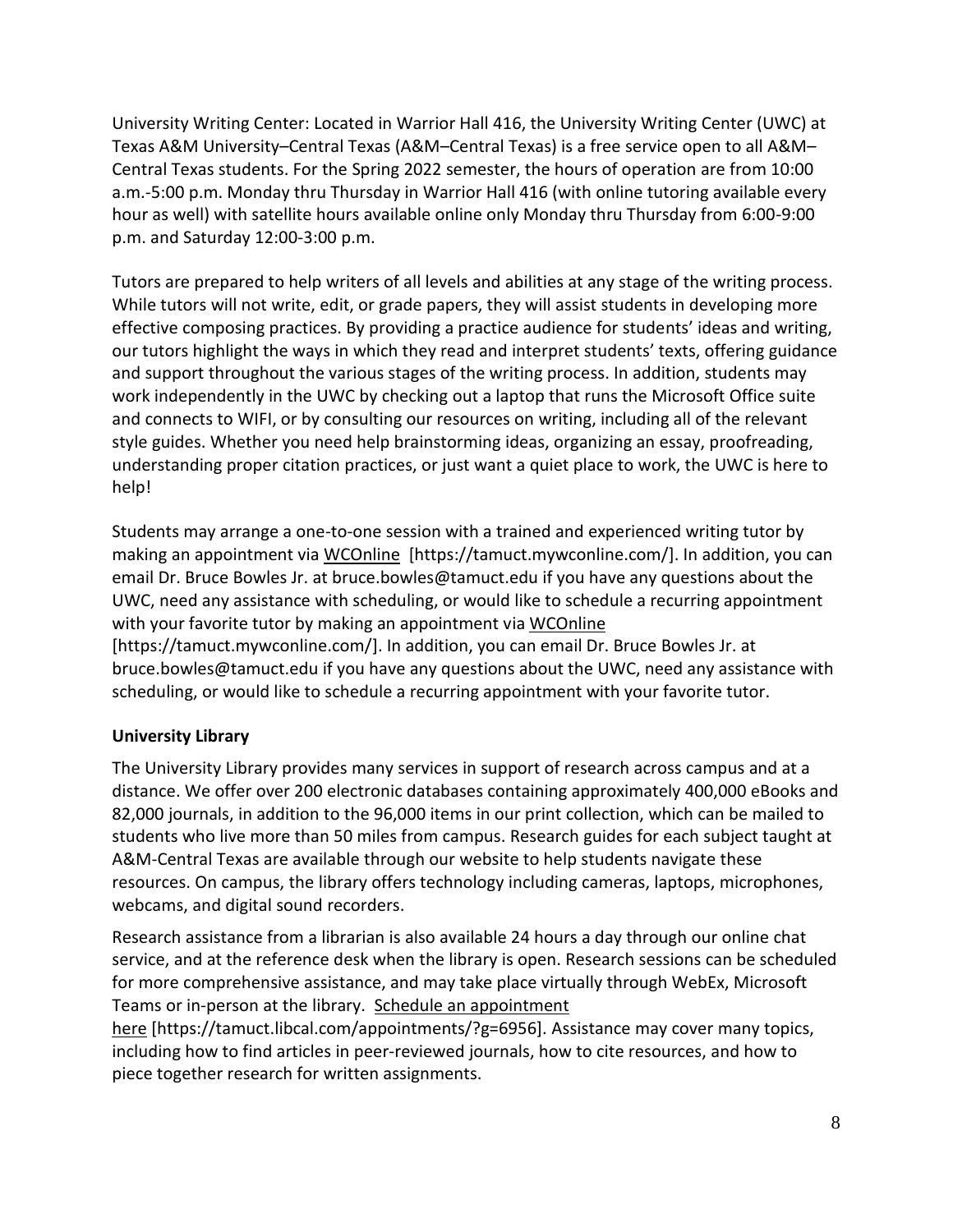University Writing Center: Located in Warrior Hall 416, the University Writing Center (UWC) at Texas A&M University–Central Texas (A&M–Central Texas) is a free service open to all A&M–Central Texas students. For the Spring 2022 semester, the hours of operation are from 10:00 a.m.-5:00 p.m. Monday thru Thursday in Warrior Hall 416 (with online tutoring available every hour as well) with satellite hours available online only Monday thru Thursday from 6:00-9:00 p.m. and Saturday 12:00-3:00 p.m.

Tutors are prepared to help writers of all levels and abilities at any stage of the writing process. While tutors will not write, edit, or grade papers, they will assist students in developing more effective composing practices. By providing a practice audience for students' ideas and writing, our tutors highlight the ways in which they read and interpret students' texts, offering guidance and support throughout the various stages of the writing process. In addition, students may work independently in the UWC by checking out a laptop that runs the Microsoft Office suite and connects to WIFI, or by consulting our resources on writing, including all of the relevant style guides. Whether you need help brainstorming ideas, organizing an essay, proofreading, understanding proper citation practices, or just want a quiet place to work, the UWC is here to help!

Students may arrange a one-to-one session with a trained and experienced writing tutor by making an appointment via WCOnline [https://tamuct.mywconline.com/]. In addition, you can email Dr. Bruce Bowles Jr. at bruce.bowles@tamuct.edu if you have any questions about the UWC, need any assistance with scheduling, or would like to schedule a recurring appointment with your favorite tutor by making an appointment via WCOnline [https://tamuct.mywconline.com/]. In addition, you can email Dr. Bruce Bowles Jr. at bruce.bowles@tamuct.edu if you have any questions about the UWC, need any assistance with scheduling, or would like to schedule a recurring appointment with your favorite tutor.

**University Library**

The University Library provides many services in support of research across campus and at a distance. We offer over 200 electronic databases containing approximately 400,000 eBooks and 82,000 journals, in addition to the 96,000 items in our print collection, which can be mailed to students who live more than 50 miles from campus. Research guides for each subject taught at A&M-Central Texas are available through our website to help students navigate these resources. On campus, the library offers technology including cameras, laptops, microphones, webcams, and digital sound recorders.

Research assistance from a librarian is also available 24 hours a day through our online chat service, and at the reference desk when the library is open. Research sessions can be scheduled for more comprehensive assistance, and may take place virtually through WebEx, Microsoft Teams or in-person at the library. Schedule an appointment here [https://tamuct.libcal.com/appointments/?g=6956]. Assistance may cover many topics, including how to find articles in peer-reviewed journals, how to cite resources, and how to piece together research for written assignments.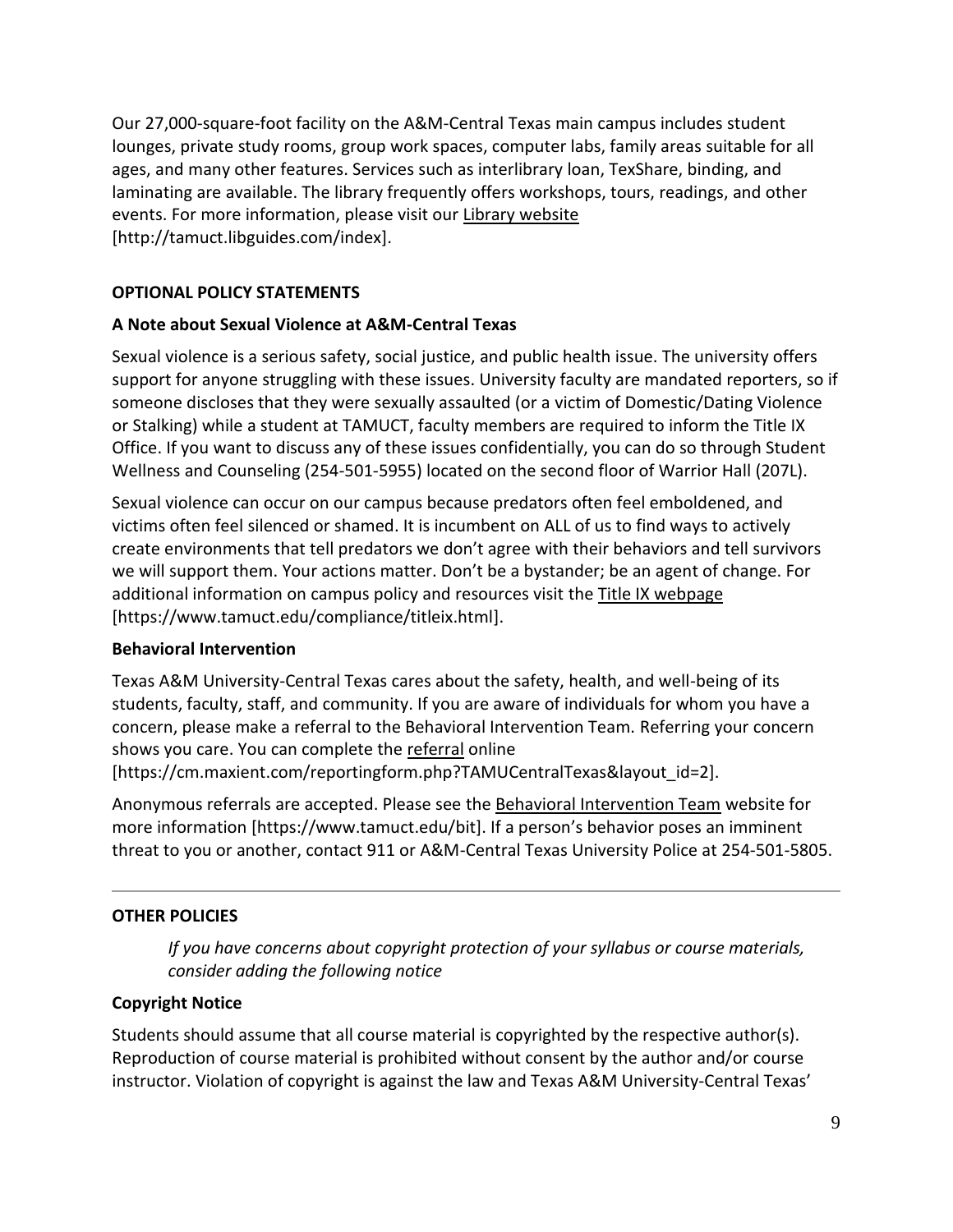Our 27,000-square-foot facility on the A&M-Central Texas main campus includes student lounges, private study rooms, group work spaces, computer labs, family areas suitable for all ages, and many other features. Services such as interlibrary loan, TexShare, binding, and laminating are available. The library frequently offers workshops, tours, readings, and other events. For more information, please visit our Library website [http://tamuct.libguides.com/index].

**OPTIONAL POLICY STATEMENTS**

**A Note about Sexual Violence at A&M-Central Texas**

Sexual violence is a serious safety, social justice, and public health issue. The university offers support for anyone struggling with these issues. University faculty are mandated reporters, so if someone discloses that they were sexually assaulted (or a victim of Domestic/Dating Violence or Stalking) while a student at TAMUCT, faculty members are required to inform the Title IX Office. If you want to discuss any of these issues confidentially, you can do so through Student Wellness and Counseling (254-501-5955) located on the second floor of Warrior Hall (207L).

Sexual violence can occur on our campus because predators often feel emboldened, and victims often feel silenced or shamed. It is incumbent on ALL of us to find ways to actively create environments that tell predators we don't agree with their behaviors and tell survivors we will support them. Your actions matter. Don't be a bystander; be an agent of change. For additional information on campus policy and resources visit the Title IX webpage [https://www.tamuct.edu/compliance/titleix.html].

**Behavioral Intervention**

Texas A&M University-Central Texas cares about the safety, health, and well-being of its students, faculty, staff, and community. If you are aware of individuals for whom you have a concern, please make a referral to the Behavioral Intervention Team. Referring your concern shows you care. You can complete the referral online [https://cm.maxient.com/reportingform.php?TAMUCentralTexas&layout_id=2].

Anonymous referrals are accepted. Please see the Behavioral Intervention Team website for more information [https://www.tamuct.edu/bit]. If a person's behavior poses an imminent threat to you or another, contact 911 or A&M-Central Texas University Police at 254-501-5805.

---

**OTHER POLICIES**

*If you have concerns about copyright protection of your syllabus or course materials, consider adding the following notice*

**Copyright Notice**

Students should assume that all course material is copyrighted by the respective author(s). Reproduction of course material is prohibited without consent by the author and/or course instructor. Violation of copyright is against the law and Texas A&M University-Central Texas'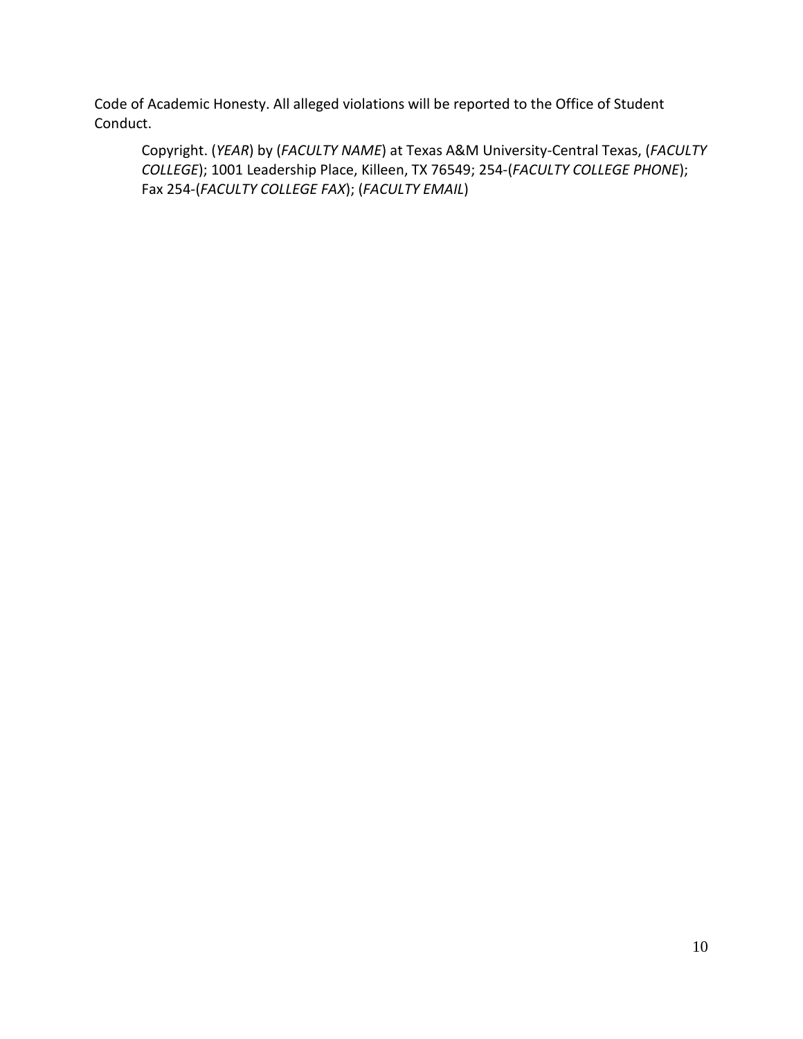Code of Academic Honesty. All alleged violations will be reported to the Office of Student Conduct.

Copyright. (*YEAR*) by (*FACULTY NAME*) at Texas A&M University-Central Texas, (*FACULTY COLLEGE*); 1001 Leadership Place, Killeen, TX 76549; 254-(*FACULTY COLLEGE PHONE*); Fax 254-(*FACULTY COLLEGE FAX*); (*FACULTY EMAIL*)